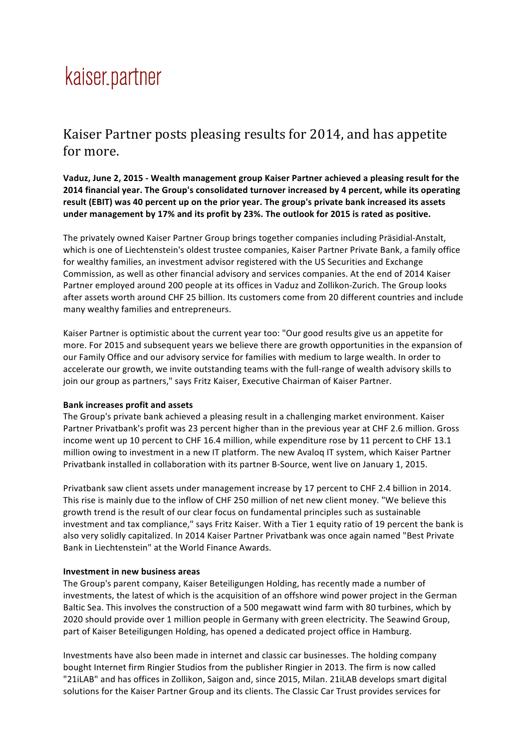kaiser.partner

# Kaiser Partner posts pleasing results for 2014, and has appetite for more.

**Vaduz, June 2, 2015 - Wealth management group Kaiser Partner achieved a pleasing result for the 2014 financial year. The Group's consolidated turnover increased by 4 percent, while its operating result (EBIT) was 40 percent up on the prior year. The group's private bank increased its assets under management by 17% and its profit by 23%. The outlook for 2015 is rated as positive.**

The privately owned Kaiser Partner Group brings together companies including Präsidial-Anstalt, which is one of Liechtenstein's oldest trustee companies, Kaiser Partner Private Bank, a family office for wealthy families, an investment advisor registered with the US Securities and Exchange Commission, as well as other financial advisory and services companies. At the end of 2014 Kaiser Partner employed around 200 people at its offices in Vaduz and Zollikon-Zurich. The Group looks after assets worth around CHF 25 billion. Its customers come from 20 different countries and include many wealthy families and entrepreneurs.

Kaiser Partner is optimistic about the current year too: "Our good results give us an appetite for more. For 2015 and subsequent years we believe there are growth opportunities in the expansion of our Family Office and our advisory service for families with medium to large wealth. In order to accelerate our growth, we invite outstanding teams with the full-range of wealth advisory skills to join our group as partners," says Fritz Kaiser, Executive Chairman of Kaiser Partner.

**Bank increases profit and assets**

The Group's private bank achieved a pleasing result in a challenging market environment. Kaiser Partner Privatbank's profit was 23 percent higher than in the previous year at CHF 2.6 million. Gross income went up 10 percent to CHF 16.4 million, while expenditure rose by 11 percent to CHF 13.1 million owing to investment in a new IT platform. The new Avaloq IT system, which Kaiser Partner Privatbank installed in collaboration with its partner B-Source, went live on January 1, 2015.

Privatbank saw client assets under management increase by 17 percent to CHF 2.4 billion in 2014. This rise is mainly due to the inflow of CHF 250 million of net new client money. "We believe this growth trend is the result of our clear focus on fundamental principles such as sustainable investment and tax compliance," says Fritz Kaiser. With a Tier 1 equity ratio of 19 percent the bank is also very solidly capitalized. In 2014 Kaiser Partner Privatbank was once again named "Best Private Bank in Liechtenstein" at the World Finance Awards.

**Investment in new business areas**

The Group's parent company, Kaiser Beteiligungen Holding, has recently made a number of investments, the latest of which is the acquisition of an offshore wind power project in the German Baltic Sea. This involves the construction of a 500 megawatt wind farm with 80 turbines, which by 2020 should provide over 1 million people in Germany with green electricity. The Seawind Group, part of Kaiser Beteiligungen Holding, has opened a dedicated project office in Hamburg.

Investments have also been made in internet and classic car businesses. The holding company bought Internet firm Ringier Studios from the publisher Ringier in 2013. The firm is now called "21iLAB" and has offices in Zollikon, Saigon and, since 2015, Milan. 21iLAB develops smart digital solutions for the Kaiser Partner Group and its clients. The Classic Car Trust provides services for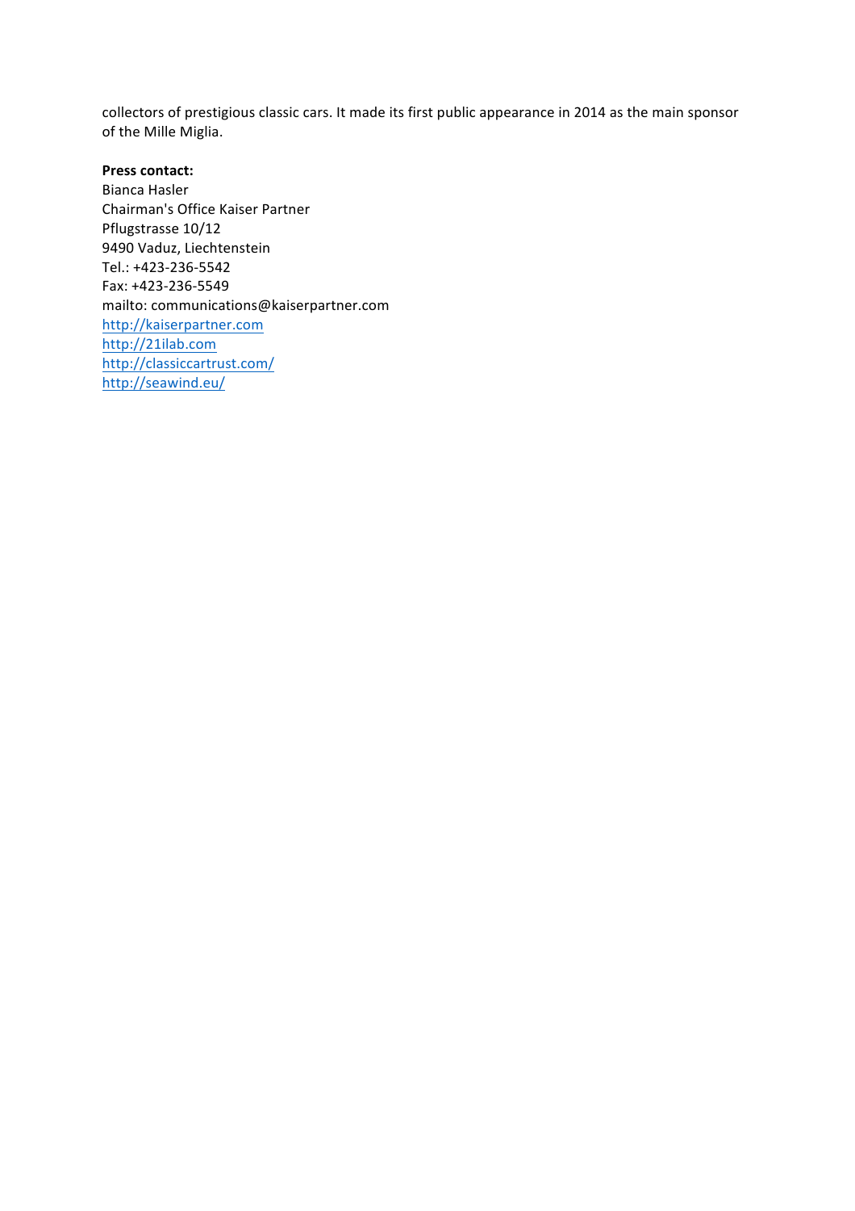collectors of prestigious classic cars. It made its first public appearance in 2014 as the main sponsor of the Mille Miglia.

**Press contact:**  
Bianca Hasler  
Chairman's Office Kaiser Partner  
Pflugstrasse 10/12  
9490 Vaduz, Liechtenstein  
Tel.: +423-236-5542  
Fax: +423-236-5549  
mailto: communications@kaiserpartner.com  
http://kaiserpartner.com  
http://21ilab.com  
http://classiccartrust.com/  
http://seawind.eu/